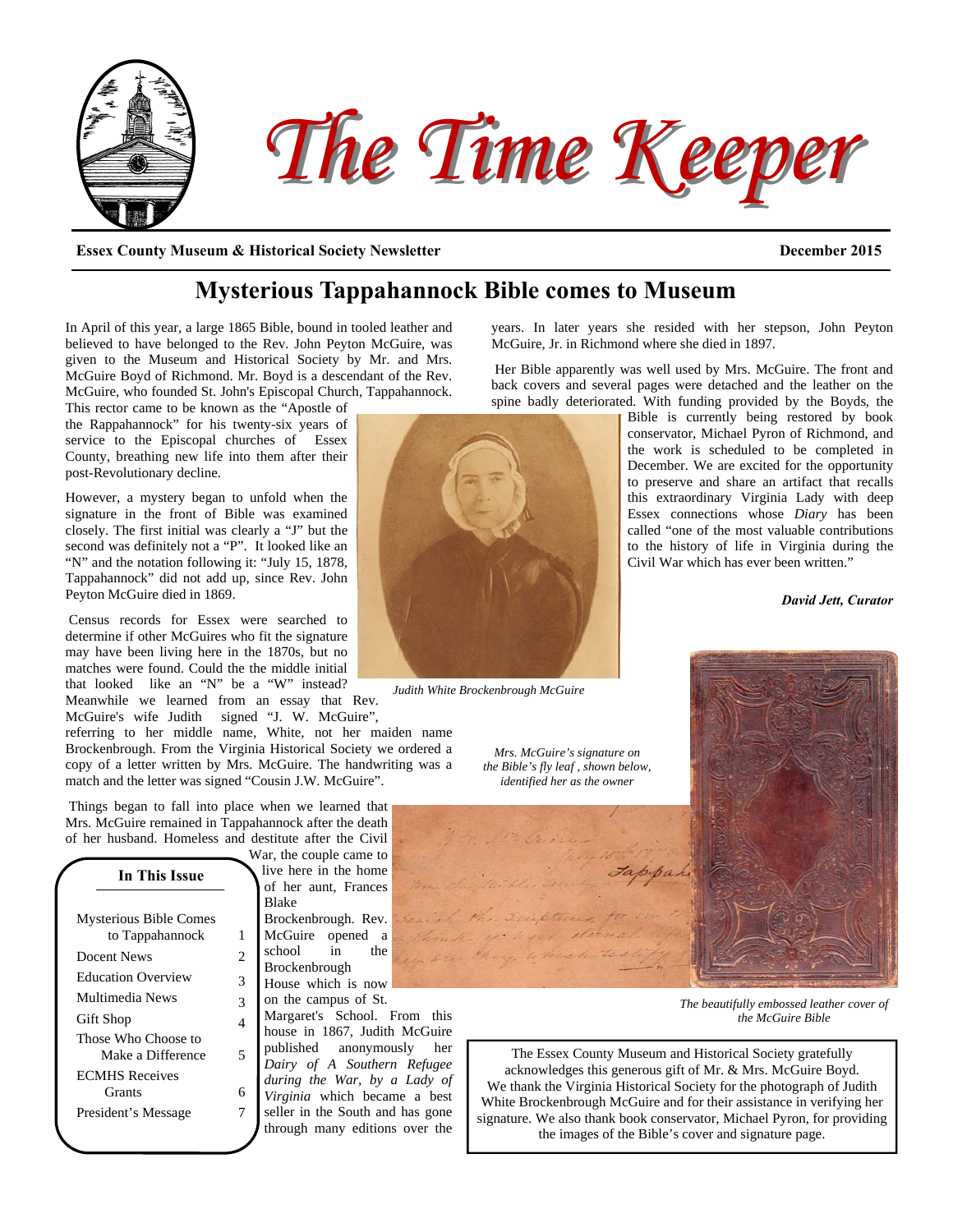# The Time Keeper

**Essex County Museum & Historical Society Newsletter** **December 2015**

## Mysterious Tappahannock Bible comes to Museum

In April of this year, a large 1865 Bible, bound in tooled leather and believed to have belonged to the Rev. John Peyton McGuire, was given to the Museum and Historical Society by Mr. and Mrs. McGuire Boyd of Richmond. Mr. Boyd is a descendant of the Rev. McGuire, who founded St. John's Episcopal Church, Tappahannock. This rector came to be known as the "Apostle of the Rappahannock" for his twenty-six years of service to the Episcopal churches of Essex County, breathing new life into them after their post-Revolutionary decline.

However, a mystery began to unfold when the signature in the front of Bible was examined closely. The first initial was clearly a "J" but the second was definitely not a "P". It looked like an "N" and the notation following it: "July 15, 1878, Tappahannock" did not add up, since Rev. John Peyton McGuire died in 1869.

Census records for Essex were searched to determine if other McGuires who fit the signature may have been living here in the 1870s, but no matches were found. Could the the middle initial that looked like an "N" be a "W" instead? Meanwhile we learned from an essay that Rev. McGuire's wife Judith signed "J. W. McGuire", referring to her middle name, White, not her maiden name Brockenbrough. From the Virginia Historical Society we ordered a copy of a letter written by Mrs. McGuire. The handwriting was a match and the letter was signed "Cousin J.W. McGuire".

Things began to fall into place when we learned that Mrs. McGuire remained in Tappahannock after the death of her husband. Homeless and destitute after the Civil War, the couple came to live here in the home of her aunt, Frances Blake Brockenbrough. Rev. McGuire opened a school in the Brockenbrough House which is now on the campus of St. Margaret's School. From this house in 1867, Judith McGuire published anonymously her *Dairy of A Southern Refugee during the War, by a Lady of Virginia* which became a best seller in the South and has gone through many editions over the years. In later years she resided with her stepson, John Peyton McGuire, Jr. in Richmond where she died in 1897.

Her Bible apparently was well used by Mrs. McGuire. The front and back covers and several pages were detached and the leather on the spine badly deteriorated. With funding provided by the Boyds, the Bible is currently being restored by book conservator, Michael Pyron of Richmond, and the work is scheduled to be completed in December. We are excited for the opportunity to preserve and share an artifact that recalls this extraordinary Virginia Lady with deep Essex connections whose *Diary* has been called "one of the most valuable contributions to the history of life in Virginia during the Civil War which has ever been written."

***David Jett, Curator***

*Judith White Brockenbrough McGuire*

*Mrs. McGuire's signature on the Bible's fly leaf , shown below, identified her as the owner*

*The beautifully embossed leather cover of the McGuire Bible*

The Essex County Museum and Historical Society gratefully acknowledges this generous gift of Mr. & Mrs. McGuire Boyd. We thank the Virginia Historical Society for the photograph of Judith White Brockenbrough McGuire and for their assistance in verifying her signature. We also thank book conservator, Michael Pyron, for providing the images of the Bible's cover and signature page.

### In This Issue

| | |
|---|---|
| Mysterious Bible Comes to Tappahannock | 1 |
| Docent News | 2 |
| Education Overview | 3 |
| Multimedia News | 3 |
| Gift Shop | 4 |
| Those Who Choose to Make a Difference | 5 |
| ECMHS Receives Grants | 6 |
| President's Message | 7 |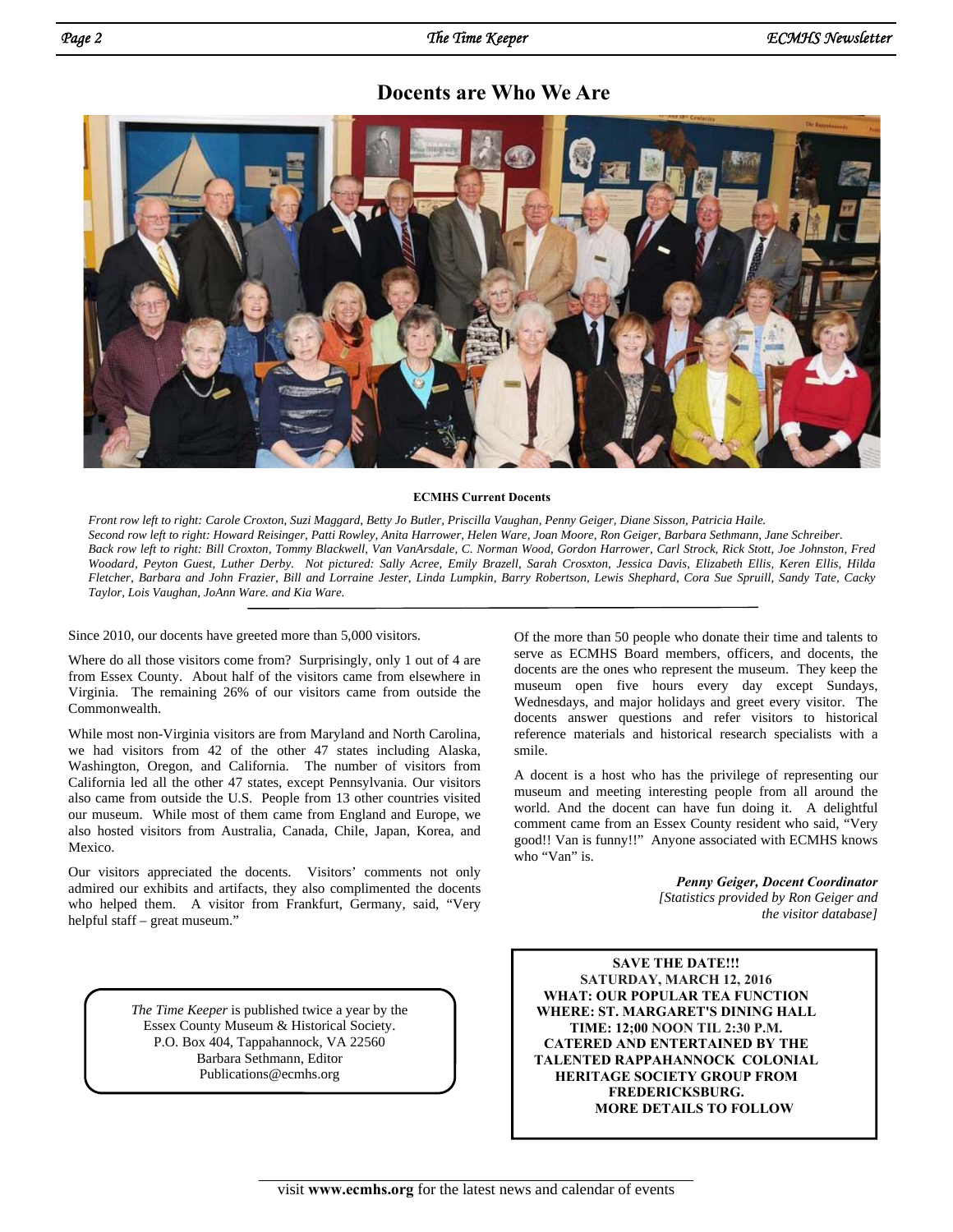# Docents are Who We Are

**ECMHS Current Docents**

*Front row left to right: Carole Croxton, Suzi Maggard, Betty Jo Butler, Priscilla Vaughan, Penny Geiger, Diane Sisson, Patricia Haile.*
*Second row left to right: Howard Reisinger, Patti Rowley, Anita Harrower, Helen Ware, Joan Moore, Ron Geiger, Barbara Sethmann, Jane Schreiber.*
*Back row left to right: Bill Croxton, Tommy Blackwell, Van VanArsdale, C. Norman Wood, Gordon Harrower, Carl Strock, Rick Stott, Joe Johnston, Fred Woodard, Peyton Guest, Luther Derby. Not pictured: Sally Acree, Emily Brazell, Sarah Crosxton, Jessica Davis, Elizabeth Ellis, Keren Ellis, Hilda Fletcher, Barbara and John Frazier, Bill and Lorraine Jester, Linda Lumpkin, Barry Robertson, Lewis Shephard, Cora Sue Spruill, Sandy Tate, Cacky Taylor, Lois Vaughan, JoAnn Ware. and Kia Ware.*

Since 2010, our docents have greeted more than 5,000 visitors.

Where do all those visitors come from? Surprisingly, only 1 out of 4 are from Essex County. About half of the visitors came from elsewhere in Virginia. The remaining 26% of our visitors came from outside the Commonwealth.

While most non-Virginia visitors are from Maryland and North Carolina, we had visitors from 42 of the other 47 states including Alaska, Washington, Oregon, and California. The number of visitors from California led all the other 47 states, except Pennsylvania. Our visitors also came from outside the U.S. People from 13 other countries visited our museum. While most of them came from England and Europe, we also hosted visitors from Australia, Canada, Chile, Japan, Korea, and Mexico.

Our visitors appreciated the docents. Visitors' comments not only admired our exhibits and artifacts, they also complimented the docents who helped them. A visitor from Frankfurt, Germany, said, "Very helpful staff – great museum."

Of the more than 50 people who donate their time and talents to serve as ECMHS Board members, officers, and docents, the docents are the ones who represent the museum. They keep the museum open five hours every day except Sundays, Wednesdays, and major holidays and greet every visitor. The docents answer questions and refer visitors to historical reference materials and historical research specialists with a smile.

A docent is a host who has the privilege of representing our museum and meeting interesting people from all around the world. And the docent can have fun doing it. A delightful comment came from an Essex County resident who said, "Very good!! Van is funny!!" Anyone associated with ECMHS knows who "Van" is.

***Penny Geiger, Docent Coordinator***
*[Statistics provided by Ron Geiger and the visitor database]*

*The Time Keeper* is published twice a year by the Essex County Museum & Historical Society.
P.O. Box 404, Tappahannock, VA 22560
Barbara Sethmann, Editor
Publications@ecmhs.org

**SAVE THE DATE!!!**
**SATURDAY, MARCH 12, 2016**
**WHAT: OUR POPULAR TEA FUNCTION**
**WHERE: ST. MARGARET'S DINING HALL**
**TIME: 12;00 NOON TIL 2:30 P.M.**
**CATERED AND ENTERTAINED BY THE TALENTED RAPPAHANNOCK COLONIAL HERITAGE SOCIETY GROUP FROM FREDERICKSBURG.**
**MORE DETAILS TO FOLLOW**

visit **www.ecmhs.org** for the latest news and calendar of events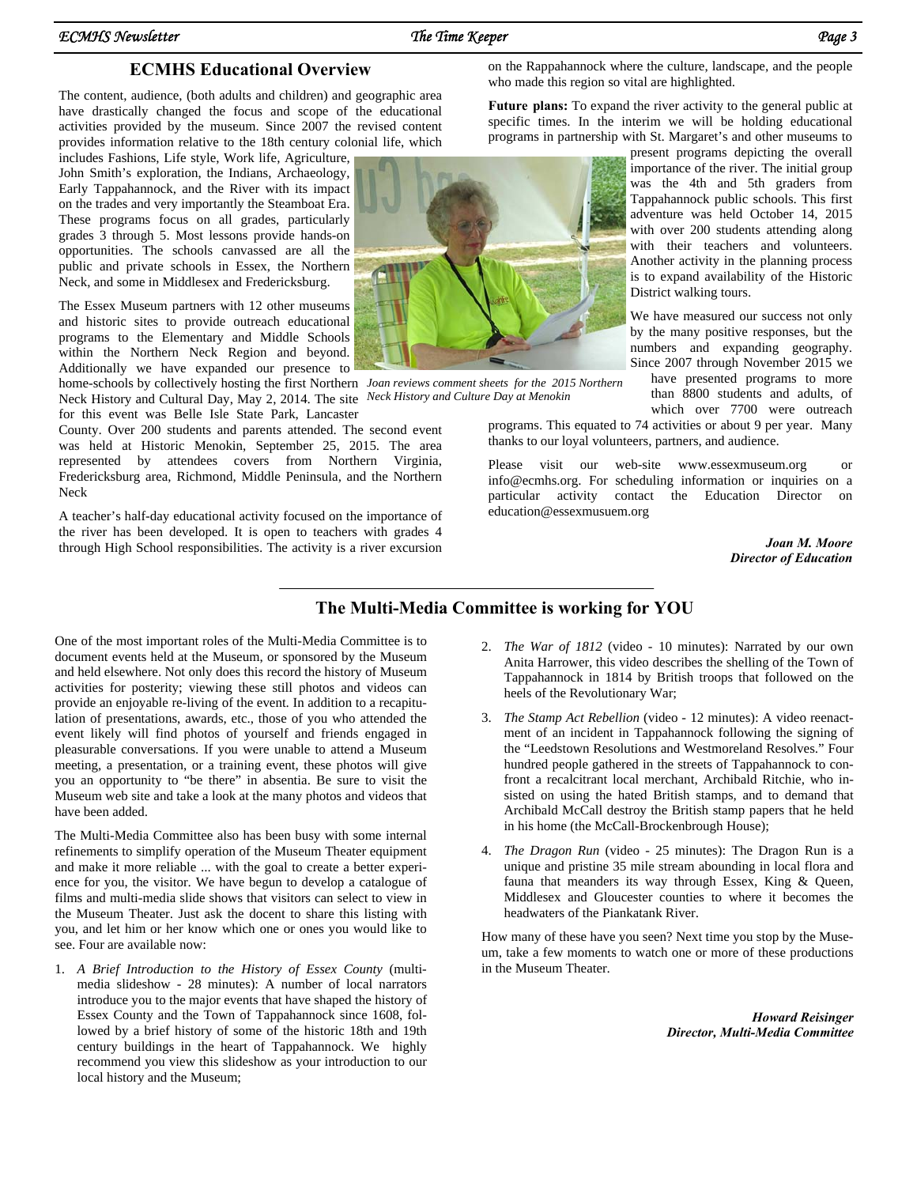## ECMHS Educational Overview

The content, audience, (both adults and children) and geographic area have drastically changed the focus and scope of the educational activities provided by the museum. Since 2007 the revised content provides information relative to the 18th century colonial life, which includes Fashions, Life style, Work life, Agriculture, John Smith's exploration, the Indians, Archaeology, Early Tappahannock, and the River with its impact on the trades and very importantly the Steamboat Era. These programs focus on all grades, particularly grades 3 through 5. Most lessons provide hands-on opportunities. The schools canvassed are all the public and private schools in Essex, the Northern Neck, and some in Middlesex and Fredericksburg.

The Essex Museum partners with 12 other museums and historic sites to provide outreach educational programs to the Elementary and Middle Schools within the Northern Neck Region and beyond. Additionally we have expanded our presence to home-schools by collectively hosting the first Northern Neck History and Cultural Day, May 2, 2014. The site for this event was Belle Isle State Park, Lancaster County. Over 200 students and parents attended. The second event was held at Historic Menokin, September 25, 2015. The area represented by attendees covers from Northern Virginia, Fredericksburg area, Richmond, Middle Peninsula, and the Northern Neck

*Joan reviews comment sheets for the 2015 Northern Neck History and Culture Day at Menokin*

A teacher's half-day educational activity focused on the importance of the river has been developed. It is open to teachers with grades 4 through High School responsibilities. The activity is a river excursion on the Rappahannock where the culture, landscape, and the people who made this region so vital are highlighted.

**Future plans:** To expand the river activity to the general public at specific times. In the interim we will be holding educational programs in partnership with St. Margaret's and other museums to present programs depicting the overall importance of the river. The initial group was the 4th and 5th graders from Tappahannock public schools. This first adventure was held October 14, 2015 with over 200 students attending along with their teachers and volunteers. Another activity in the planning process is to expand availability of the Historic District walking tours.

We have measured our success not only by the many positive responses, but the numbers and expanding geography. Since 2007 through November 2015 we have presented programs to more than 8800 students and adults, of which over 7700 were outreach programs. This equated to 74 activities or about 9 per year. Many thanks to our loyal volunteers, partners, and audience.

Please visit our web-site www.essexmuseum.org or info@ecmhs.org. For scheduling information or inquiries on a particular activity contact the Education Director on education@essexmusuem.org

***Joan M. Moore***
***Director of Education***

---

## The Multi-Media Committee is working for YOU

One of the most important roles of the Multi-Media Committee is to document events held at the Museum, or sponsored by the Museum and held elsewhere. Not only does this record the history of Museum activities for posterity; viewing these still photos and videos can provide an enjoyable re-living of the event. In addition to a recapitulation of presentations, awards, etc., those of you who attended the event likely will find photos of yourself and friends engaged in pleasurable conversations. If you were unable to attend a Museum meeting, a presentation, or a training event, these photos will give you an opportunity to "be there" in absentia. Be sure to visit the Museum web site and take a look at the many photos and videos that have been added.

The Multi-Media Committee also has been busy with some internal refinements to simplify operation of the Museum Theater equipment and make it more reliable ... with the goal to create a better experience for you, the visitor. We have begun to develop a catalogue of films and multi-media slide shows that visitors can select to view in the Museum Theater. Just ask the docent to share this listing with you, and let him or her know which one or ones you would like to see. Four are available now:

1. *A Brief Introduction to the History of Essex County* (multi-media slideshow - 28 minutes): A number of local narrators introduce you to the major events that have shaped the history of Essex County and the Town of Tappahannock since 1608, followed by a brief history of some of the historic 18th and 19th century buildings in the heart of Tappahannock. We highly recommend you view this slideshow as your introduction to our local history and the Museum;
2. *The War of 1812* (video - 10 minutes): Narrated by our own Anita Harrower, this video describes the shelling of the Town of Tappahannock in 1814 by British troops that followed on the heels of the Revolutionary War;
3. *The Stamp Act Rebellion* (video - 12 minutes): A video reenactment of an incident in Tappahannock following the signing of the "Leedstown Resolutions and Westmoreland Resolves." Four hundred people gathered in the streets of Tappahannock to confront a recalcitrant local merchant, Archibald Ritchie, who insisted on using the hated British stamps, and to demand that Archibald McCall destroy the British stamp papers that he held in his home (the McCall-Brockenbrough House);
4. *The Dragon Run* (video - 25 minutes): The Dragon Run is a unique and pristine 35 mile stream abounding in local flora and fauna that meanders its way through Essex, King & Queen, Middlesex and Gloucester counties to where it becomes the headwaters of the Piankatank River.

How many of these have you seen? Next time you stop by the Museum, take a few moments to watch one or more of these productions in the Museum Theater.

***Howard Reisinger***
***Director, Multi-Media Committee***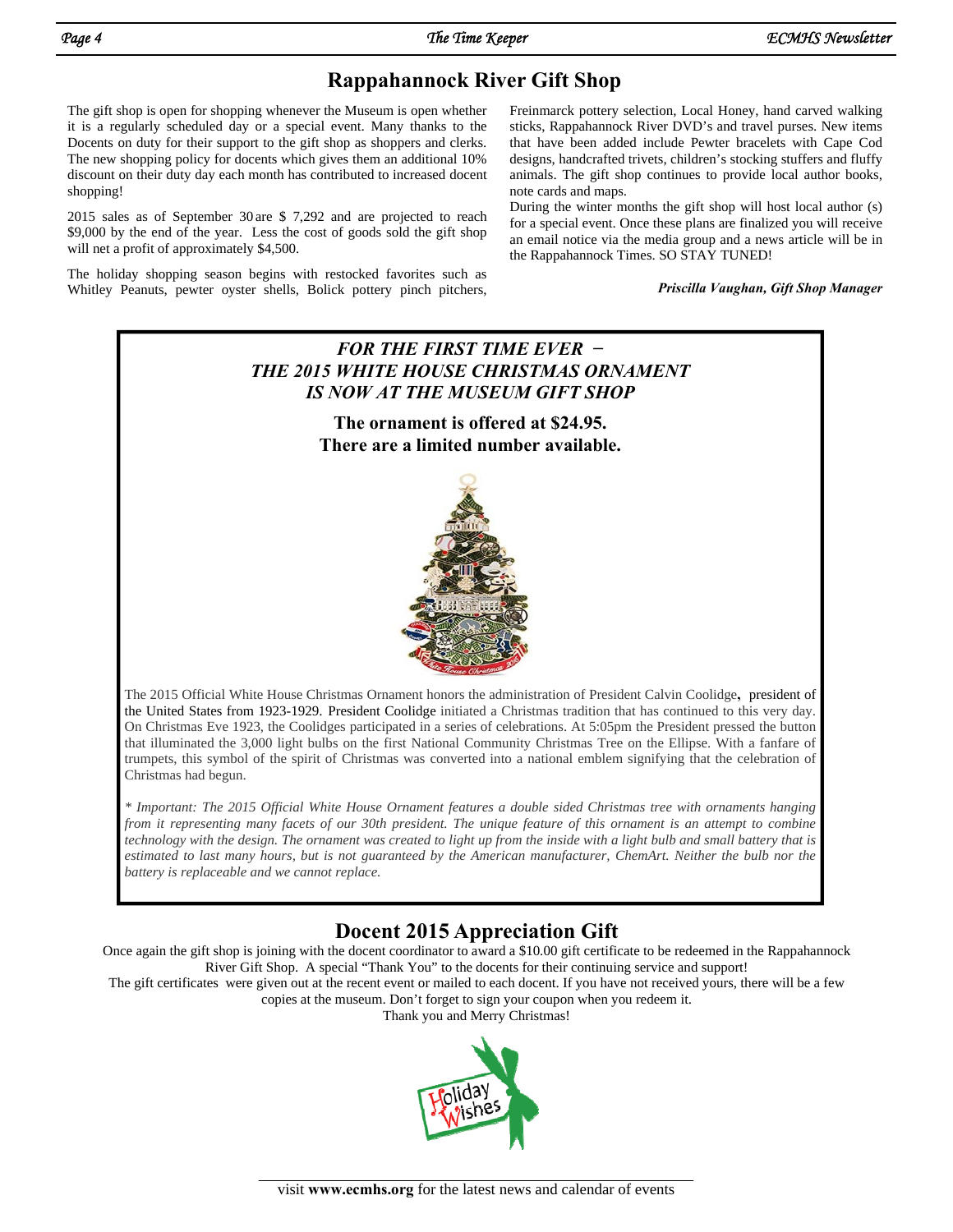## Rappahannock River Gift Shop

The gift shop is open for shopping whenever the Museum is open whether it is a regularly scheduled day or a special event. Many thanks to the Docents on duty for their support to the gift shop as shoppers and clerks. The new shopping policy for docents which gives them an additional 10% discount on their duty day each month has contributed to increased docent shopping!

2015 sales as of September 30 are $ 7,292 and are projected to reach $9,000 by the end of the year. Less the cost of goods sold the gift shop will net a profit of approximately $4,500.

The holiday shopping season begins with restocked favorites such as Whitley Peanuts, pewter oyster shells, Bolick pottery pinch pitchers, Freinmarck pottery selection, Local Honey, hand carved walking sticks, Rappahannock River DVD's and travel purses. New items that have been added include Pewter bracelets with Cape Cod designs, handcrafted trivets, children's stocking stuffers and fluffy animals. The gift shop continues to provide local author books, note cards and maps.

During the winter months the gift shop will host local author (s) for a special event. Once these plans are finalized you will receive an email notice via the media group and a news article will be in the Rappahannock Times. SO STAY TUNED!

***Priscilla Vaughan, Gift Shop Manager***

***FOR THE FIRST TIME EVER –
THE 2015 WHITE HOUSE CHRISTMAS ORNAMENT
IS NOW AT THE MUSEUM GIFT SHOP***

**The ornament is offered at $24.95.
There are a limited number available.**

The 2015 Official White House Christmas Ornament honors the administration of President Calvin Coolidge, president of the United States from 1923-1929. President Coolidge initiated a Christmas tradition that has continued to this very day. On Christmas Eve 1923, the Coolidges participated in a series of celebrations. At 5:05pm the President pressed the button that illuminated the 3,000 light bulbs on the first National Community Christmas Tree on the Ellipse. With a fanfare of trumpets, this symbol of the spirit of Christmas was converted into a national emblem signifying that the celebration of Christmas had begun.

*\* Important: The 2015 Official White House Ornament features a double sided Christmas tree with ornaments hanging from it representing many facets of our 30th president. The unique feature of this ornament is an attempt to combine technology with the design. The ornament was created to light up from the inside with a light bulb and small battery that is estimated to last many hours, but is not guaranteed by the American manufacturer, ChemArt. Neither the bulb nor the battery is replaceable and we cannot replace.*

## Docent 2015 Appreciation Gift

Once again the gift shop is joining with the docent coordinator to award a $10.00 gift certificate to be redeemed in the Rappahannock River Gift Shop. A special "Thank You" to the docents for their continuing service and support!

The gift certificates were given out at the recent event or mailed to each docent. If you have not received yours, there will be a few copies at the museum. Don't forget to sign your coupon when you redeem it.

Thank you and Merry Christmas!

visit **www.ecmhs.org** for the latest news and calendar of events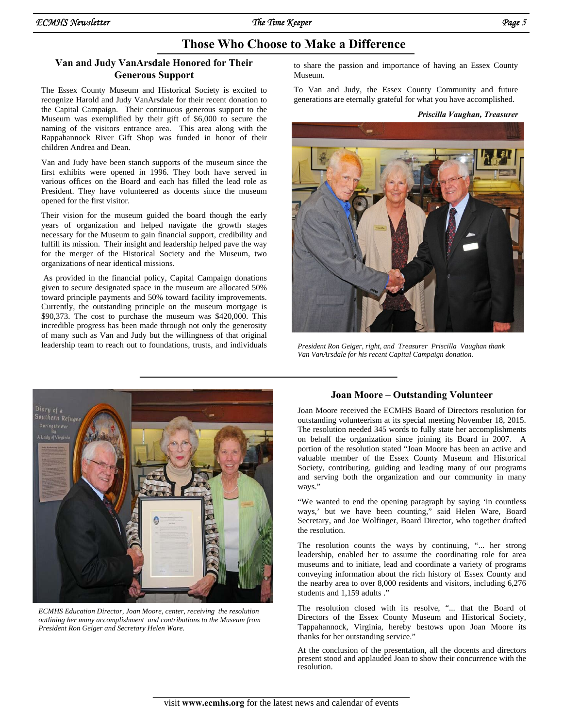# Those Who Choose to Make a Difference

## Van and Judy VanArsdale Honored for Their Generous Support

The Essex County Museum and Historical Society is excited to recognize Harold and Judy VanArsdale for their recent donation to the Capital Campaign. Their continuous generous support to the Museum was exemplified by their gift of $6,000 to secure the naming of the visitors entrance area. This area along with the Rappahannock River Gift Shop was funded in honor of their children Andrea and Dean.

Van and Judy have been stanch supports of the museum since the first exhibits were opened in 1996. They both have served in various offices on the Board and each has filled the lead role as President. They have volunteered as docents since the museum opened for the first visitor.

Their vision for the museum guided the board though the early years of organization and helped navigate the growth stages necessary for the Museum to gain financial support, credibility and fulfill its mission. Their insight and leadership helped pave the way for the merger of the Historical Society and the Museum, two organizations of near identical missions.

As provided in the financial policy, Capital Campaign donations given to secure designated space in the museum are allocated 50% toward principle payments and 50% toward facility improvements. Currently, the outstanding principle on the museum mortgage is $90,373. The cost to purchase the museum was $420,000. This incredible progress has been made through not only the generosity of many such as Van and Judy but the willingness of that original leadership team to reach out to foundations, trusts, and individuals to share the passion and importance of having an Essex County Museum.

To Van and Judy, the Essex County Community and future generations are eternally grateful for what you have accomplished.

***Priscilla Vaughan, Treasurer***

*President Ron Geiger, right, and Treasurer Priscilla Vaughan thank Van VanArsdale for his recent Capital Campaign donation.*

*ECMHS Education Director, Joan Moore, center, receiving the resolution outlining her many accomplishment and contributions to the Museum from President Ron Geiger and Secretary Helen Ware.*

## Joan Moore – Outstanding Volunteer

Joan Moore received the ECMHS Board of Directors resolution for outstanding volunteerism at its special meeting November 18, 2015. The resolution needed 345 words to fully state her accomplishments on behalf the organization since joining its Board in 2007. A portion of the resolution stated "Joan Moore has been an active and valuable member of the Essex County Museum and Historical Society, contributing, guiding and leading many of our programs and serving both the organization and our community in many ways."

"We wanted to end the opening paragraph by saying 'in countless ways,' but we have been counting," said Helen Ware, Board Secretary, and Joe Wolfinger, Board Director, who together drafted the resolution.

The resolution counts the ways by continuing, "... her strong leadership, enabled her to assume the coordinating role for area museums and to initiate, lead and coordinate a variety of programs conveying information about the rich history of Essex County and the nearby area to over 8,000 residents and visitors, including 6,276 students and 1,159 adults ."

The resolution closed with its resolve, "... that the Board of Directors of the Essex County Museum and Historical Society, Tappahannock, Virginia, hereby bestows upon Joan Moore its thanks for her outstanding service."

At the conclusion of the presentation, all the docents and directors present stood and applauded Joan to show their concurrence with the resolution.

visit **www.ecmhs.org** for the latest news and calendar of events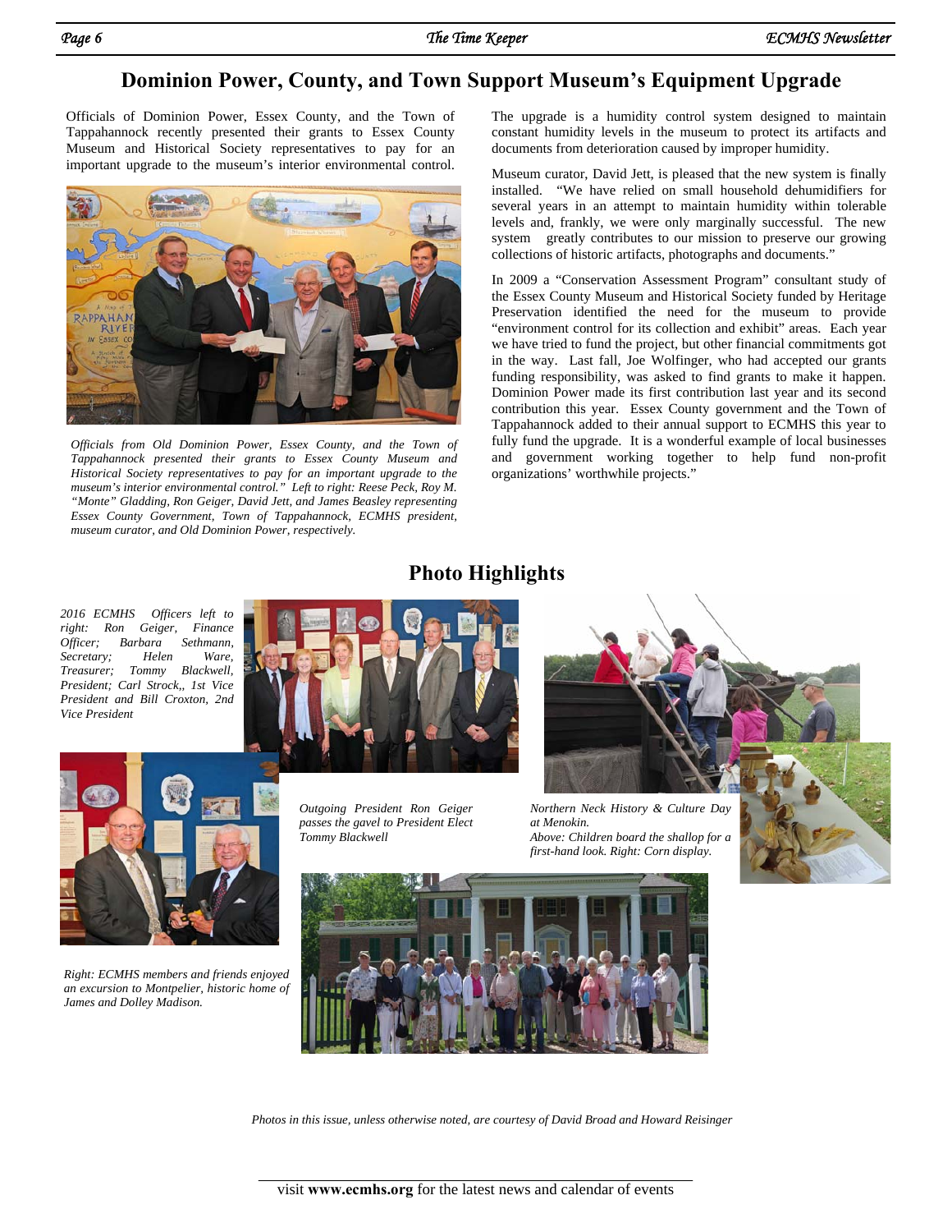# Dominion Power, County, and Town Support Museum's Equipment Upgrade

Officials of Dominion Power, Essex County, and the Town of Tappahannock recently presented their grants to Essex County Museum and Historical Society representatives to pay for an important upgrade to the museum's interior environmental control.

*Officials from Old Dominion Power, Essex County, and the Town of Tappahannock presented their grants to Essex County Museum and Historical Society representatives to pay for an important upgrade to the museum's interior environmental control." Left to right: Reese Peck, Roy M. "Monte" Gladding, Ron Geiger, David Jett, and James Beasley representing Essex County Government, Town of Tappahannock, ECMHS president, museum curator, and Old Dominion Power, respectively.*

The upgrade is a humidity control system designed to maintain constant humidity levels in the museum to protect its artifacts and documents from deterioration caused by improper humidity.

Museum curator, David Jett, is pleased that the new system is finally installed. "We have relied on small household dehumidifiers for several years in an attempt to maintain humidity within tolerable levels and, frankly, we were only marginally successful. The new system greatly contributes to our mission to preserve our growing collections of historic artifacts, photographs and documents."

In 2009 a "Conservation Assessment Program" consultant study of the Essex County Museum and Historical Society funded by Heritage Preservation identified the need for the museum to provide "environment control for its collection and exhibit" areas. Each year we have tried to fund the project, but other financial commitments got in the way. Last fall, Joe Wolfinger, who had accepted our grants funding responsibility, was asked to find grants to make it happen. Dominion Power made its first contribution last year and its second contribution this year. Essex County government and the Town of Tappahannock added to their annual support to ECMHS this year to fully fund the upgrade. It is a wonderful example of local businesses and government working together to help fund non-profit organizations' worthwhile projects."

## Photo Highlights

*2016 ECMHS Officers left to right: Ron Geiger, Finance Officer; Barbara Sethmann, Secretary; Helen Ware, Treasurer; Tommy Blackwell, President; Carl Strock,, 1st Vice President and Bill Croxton, 2nd Vice President*

*Outgoing President Ron Geiger passes the gavel to President Elect Tommy Blackwell*

*Northern Neck History & Culture Day at Menokin.*
*Above: Children board the shallop for a first-hand look. Right: Corn display.*

*Right: ECMHS members and friends enjoyed an excursion to Montpelier, historic home of James and Dolley Madison.*

*Photos in this issue, unless otherwise noted, are courtesy of David Broad and Howard Reisinger*

visit **www.ecmhs.org** for the latest news and calendar of events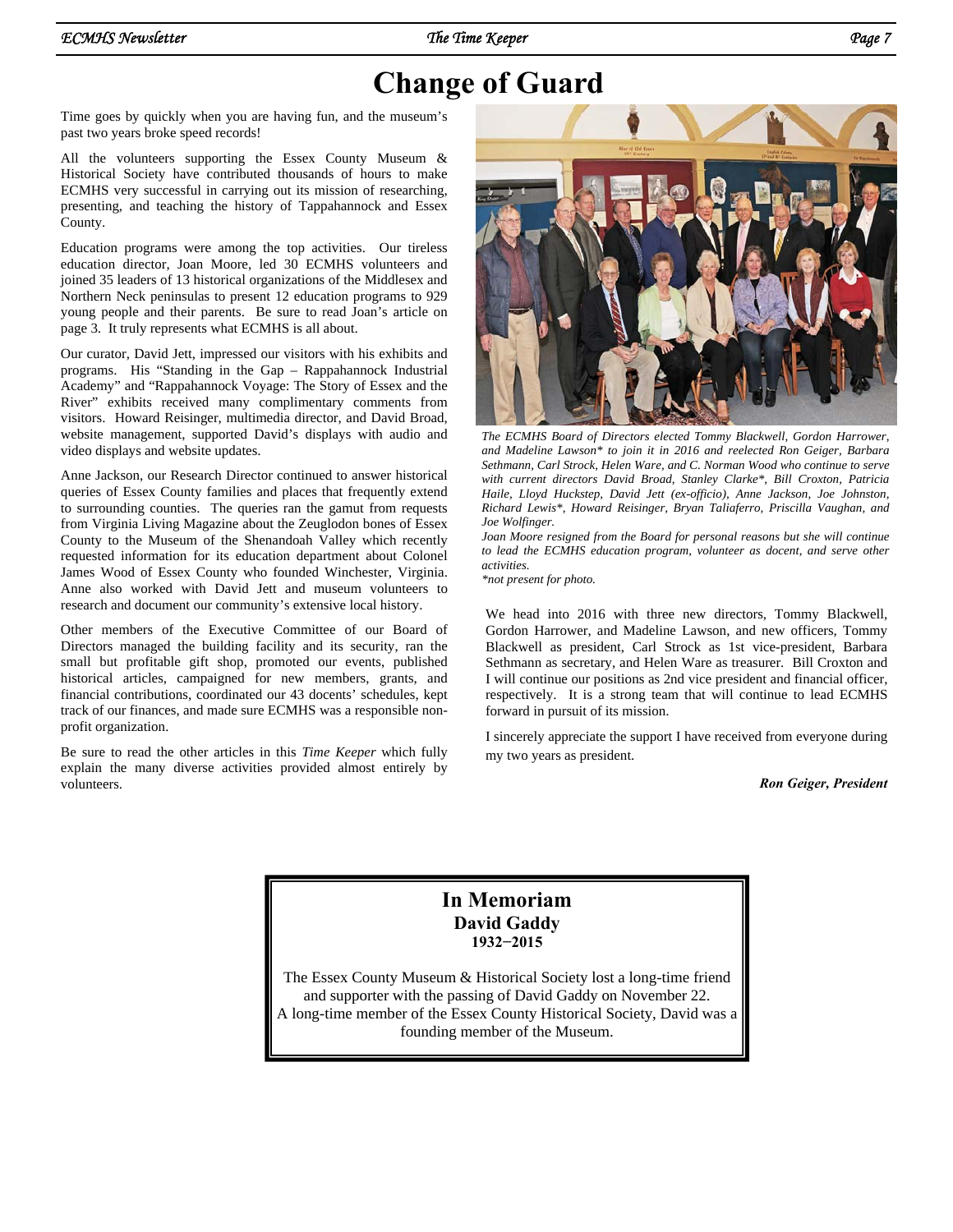# Change of Guard

Time goes by quickly when you are having fun, and the museum's past two years broke speed records!

All the volunteers supporting the Essex County Museum & Historical Society have contributed thousands of hours to make ECMHS very successful in carrying out its mission of researching, presenting, and teaching the history of Tappahannock and Essex County.

Education programs were among the top activities. Our tireless education director, Joan Moore, led 30 ECMHS volunteers and joined 35 leaders of 13 historical organizations of the Middlesex and Northern Neck peninsulas to present 12 education programs to 929 young people and their parents. Be sure to read Joan's article on page 3. It truly represents what ECMHS is all about.

Our curator, David Jett, impressed our visitors with his exhibits and programs. His "Standing in the Gap – Rappahannock Industrial Academy" and "Rappahannock Voyage: The Story of Essex and the River" exhibits received many complimentary comments from visitors. Howard Reisinger, multimedia director, and David Broad, website management, supported David's displays with audio and video displays and website updates.

Anne Jackson, our Research Director continued to answer historical queries of Essex County families and places that frequently extend to surrounding counties. The queries ran the gamut from requests from Virginia Living Magazine about the Zeuglodon bones of Essex County to the Museum of the Shenandoah Valley which recently requested information for its education department about Colonel James Wood of Essex County who founded Winchester, Virginia. Anne also worked with David Jett and museum volunteers to research and document our community's extensive local history.

Other members of the Executive Committee of our Board of Directors managed the building facility and its security, ran the small but profitable gift shop, promoted our events, published historical articles, campaigned for new members, grants, and financial contributions, coordinated our 43 docents' schedules, kept track of our finances, and made sure ECMHS was a responsible non-profit organization.

Be sure to read the other articles in this *Time Keeper* which fully explain the many diverse activities provided almost entirely by volunteers.

*The ECMHS Board of Directors elected Tommy Blackwell, Gordon Harrower, and Madeline Lawson* to join it in 2016 and reelected Ron Geiger, Barbara Sethmann, Carl Strock, Helen Ware, and C. Norman Wood who continue to serve with current directors David Broad, Stanley Clarke*, Bill Croxton, Patricia Haile, Lloyd Huckstep, David Jett (ex-officio), Anne Jackson, Joe Johnston, Richard Lewis*, Howard Reisinger, Bryan Taliaferro, Priscilla Vaughan, and Joe Wolfinger.*

*Joan Moore resigned from the Board for personal reasons but she will continue to lead the ECMHS education program, volunteer as docent, and serve other activities.*

**not present for photo.*

We head into 2016 with three new directors, Tommy Blackwell, Gordon Harrower, and Madeline Lawson, and new officers, Tommy Blackwell as president, Carl Strock as 1st vice-president, Barbara Sethmann as secretary, and Helen Ware as treasurer. Bill Croxton and I will continue our positions as 2nd vice president and financial officer, respectively. It is a strong team that will continue to lead ECMHS forward in pursuit of its mission.

I sincerely appreciate the support I have received from everyone during my two years as president.

***Ron Geiger, President***

## In Memoriam
### David Gaddy
**1932−2015**

The Essex County Museum & Historical Society lost a long-time friend and supporter with the passing of David Gaddy on November 22. A long-time member of the Essex County Historical Society, David was a founding member of the Museum.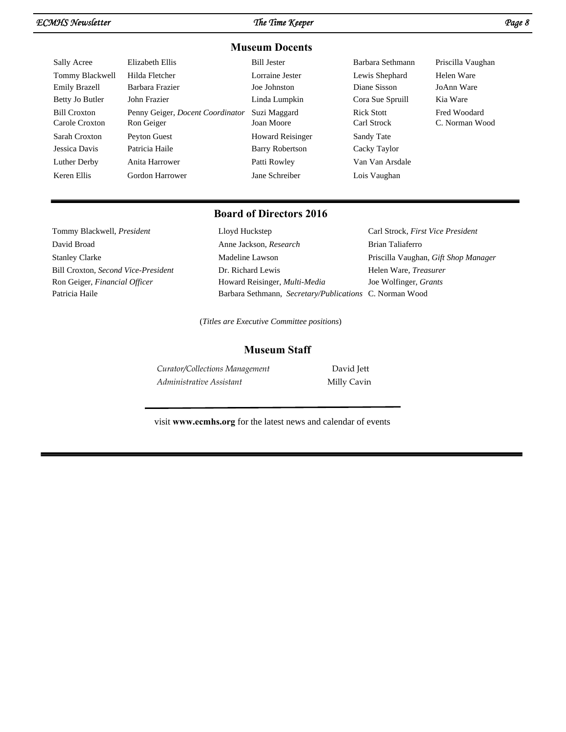## Museum Docents

Sally Acree
Tommy Blackwell
Emily Brazell
Betty Jo Butler
Bill Croxton
Carole Croxton
Sarah Croxton
Jessica Davis
Luther Derby
Keren Ellis
Elizabeth Ellis
Hilda Fletcher
Barbara Frazier
John Frazier
Penny Geiger, *Docent Coordinator*
Ron Geiger
Peyton Guest
Patricia Haile
Anita Harrower
Gordon Harrower
Bill Jester
Lorraine Jester
Joe Johnston
Linda Lumpkin
Suzi Maggard
Joan Moore
Howard Reisinger
Barry Robertson
Patti Rowley
Jane Schreiber
Barbara Sethmann
Lewis Shephard
Diane Sisson
Cora Sue Spruill
Rick Stott
Carl Strock
Sandy Tate
Cacky Taylor
Van Van Arsdale
Lois Vaughan
Priscilla Vaughan
Helen Ware
JoAnn Ware
Kia Ware
Fred Woodard
C. Norman Wood

---

## Board of Directors 2016

Tommy Blackwell, *President*
David Broad
Stanley Clarke
Bill Croxton, *Second Vice-President*
Ron Geiger, *Financial Officer*
Patricia Haile
Lloyd Huckstep
Anne Jackson, *Research*
Madeline Lawson
Dr. Richard Lewis
Howard Reisinger, *Multi-Media*
Barbara Sethmann, *Secretary/Publications*
Carl Strock, *First Vice President*
Brian Taliaferro
Priscilla Vaughan, *Gift Shop Manager*
Helen Ware, *Treasurer*
Joe Wolfinger, *Grants*
C. Norman Wood

(*Titles are Executive Committee positions*)

## Museum Staff

*Curator/Collections Management* — David Jett
*Administrative Assistant* — Milly Cavin

---

visit **www.ecmhs.org** for the latest news and calendar of events